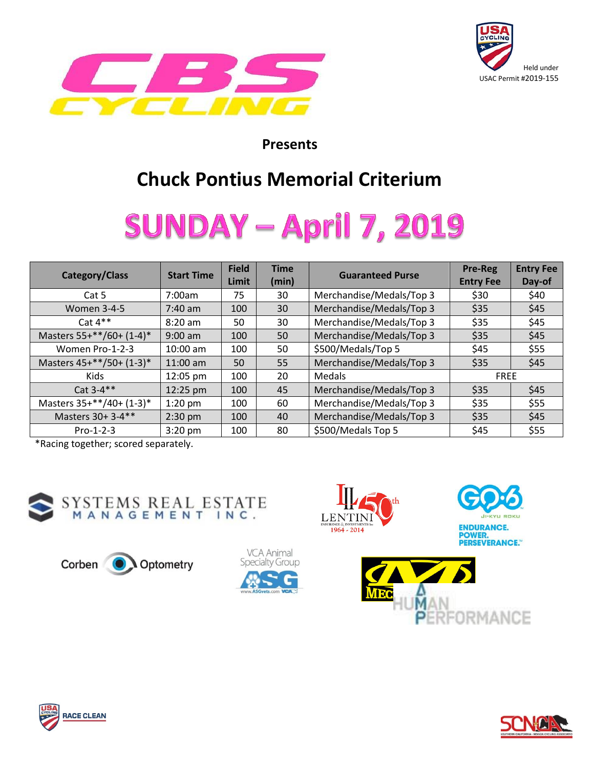CBS CYCLING

Held under
USAC Permit #2019-155

**Presents**

# Chuck Pontius Memorial Criterium

# SUNDAY – April 7, 2019

| Category/Class | Start Time | Field Limit | Time (min) | Guaranteed Purse | Pre-Reg Entry Fee | Entry Fee Day-of |
|---|---|---|---|---|---|---|
| Cat 5 | 7:00am | 75 | 30 | Merchandise/Medals/Top 3 | $30 | $40 |
| Women 3-4-5 | 7:40 am | 100 | 30 | Merchandise/Medals/Top 3 | $35 | $45 |
| Cat 4** | 8:20 am | 50 | 30 | Merchandise/Medals/Top 3 | $35 | $45 |
| Masters 55+**/60+ (1-4)* | 9:00 am | 100 | 50 | Merchandise/Medals/Top 3 | $35 | $45 |
| Women Pro-1-2-3 | 10:00 am | 100 | 50 | $500/Medals/Top 5 | $45 | $55 |
| Masters 45+**/50+ (1-3)* | 11:00 am | 50 | 55 | Merchandise/Medals/Top 3 | $35 | $45 |
| Kids | 12:05 pm | 100 | 20 | Medals | FREE | |
| Cat 3-4** | 12:25 pm | 100 | 45 | Merchandise/Medals/Top 3 | $35 | $45 |
| Masters 35+**/40+ (1-3)* | 1:20 pm | 100 | 60 | Merchandise/Medals/Top 3 | $35 | $55 |
| Masters 30+ 3-4** | 2:30 pm | 100 | 40 | Merchandise/Medals/Top 3 | $35 | $45 |
| Pro-1-2-3 | 3:20 pm | 100 | 80 | $500/Medals Top 5 | $45 | $55 |

*Racing together; scored separately.

SYSTEMS REAL ESTATE MANAGEMENT INC.

LENTINI INSURANCE & INVESTMENTS Inc 50th 1964 - 2014

GO·6 JI-KYU ROKU ENDURANCE. POWER. PERSEVERANCE.™

Corben Optometry

VCA Animal Specialty Group ASG www.ASGvets.com

MEC HUMAN PERFORMANCE

RACE CLEAN

SCNCA SOUTHERN CALIFORNIA - NEVADA CYCLING ASSOCIATION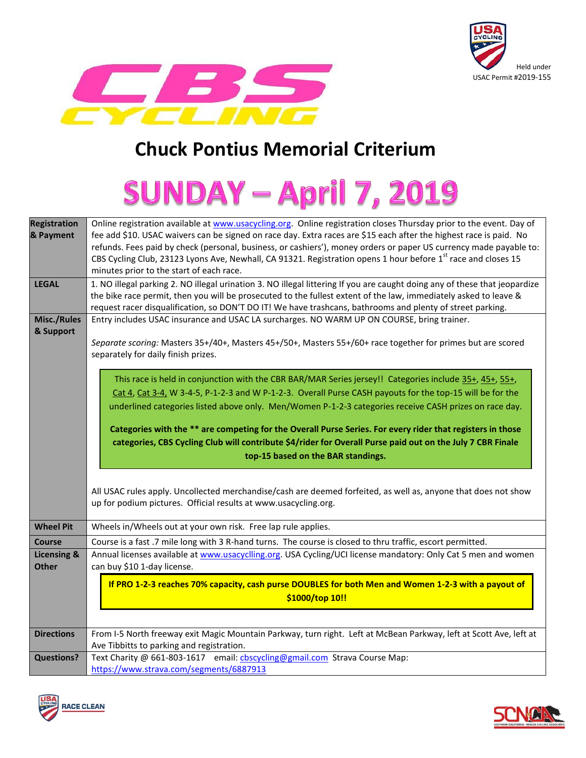Held under
USAC Permit #2019-155

# CBS CYCLING

# Chuck Pontius Memorial Criterium

# SUNDAY – April 7, 2019

| | |
|---|---|
| **Registration & Payment** | Online registration available at www.usacycling.org. Online registration closes Thursday prior to the event. Day of fee add $10. USAC waivers can be signed on race day. Extra races are $15 each after the highest race is paid. No refunds. Fees paid by check (personal, business, or cashiers'), money orders or paper US currency made payable to: CBS Cycling Club, 23123 Lyons Ave, Newhall, CA 91321. Registration opens 1 hour before 1st race and closes 15 minutes prior to the start of each race. |
| **LEGAL** | 1. NO illegal parking 2. NO illegal urination 3. NO illegal littering If you are caught doing any of these that jeopardize the bike race permit, then you will be prosecuted to the fullest extent of the law, immediately asked to leave & request racer disqualification, so DON'T DO IT! We have trashcans, bathrooms and plenty of street parking. |
| **Misc./Rules & Support** | Entry includes USAC insurance and USAC LA surcharges. NO WARM UP ON COURSE, bring trainer.<br><br>*Separate scoring:* Masters 35+/40+, Masters 45+/50+, Masters 55+/60+ race together for primes but are scored separately for daily finish prizes.<br><br>This race is held in conjunction with the CBR BAR/MAR Series jersey!! Categories include 35+, 45+, 55+, Cat 4, Cat 3-4, W 3-4-5, P-1-2-3 and W P-1-2-3. Overall Purse CASH payouts for the top-15 will be for the underlined categories listed above only. Men/Women P-1-2-3 categories receive CASH prizes on race day.<br><br>**Categories with the ** are competing for the Overall Purse Series. For every rider that registers in those categories, CBS Cycling Club will contribute $4/rider for Overall Purse paid out on the July 7 CBR Finale top-15 based on the BAR standings.**<br><br>All USAC rules apply. Uncollected merchandise/cash are deemed forfeited, as well as, anyone that does not show up for podium pictures. Official results at www.usacycling.org. |
| **Wheel Pit** | Wheels in/Wheels out at your own risk. Free lap rule applies. |
| **Course** | Course is a fast .7 mile long with 3 R-hand turns. The course is closed to thru traffic, escort permitted. |
| **Licensing & Other** | Annual licenses available at www.usacyclling.org. USA Cycling/UCI license mandatory: Only Cat 5 men and women can buy $10 1-day license.<br><br>**If PRO 1-2-3 reaches 70% capacity, cash purse DOUBLES for both Men and Women 1-2-3 with a payout of $1000/top 10!!** |
| **Directions** | From I-5 North freeway exit Magic Mountain Parkway, turn right. Left at McBean Parkway, left at Scott Ave, left at Ave Tibbitts to parking and registration. |
| **Questions?** | Text Charity @ 661-803-1617 email: cbscycling@gmail.com Strava Course Map: https://www.strava.com/segments/6887913 |

RACE CLEAN

SCNCA